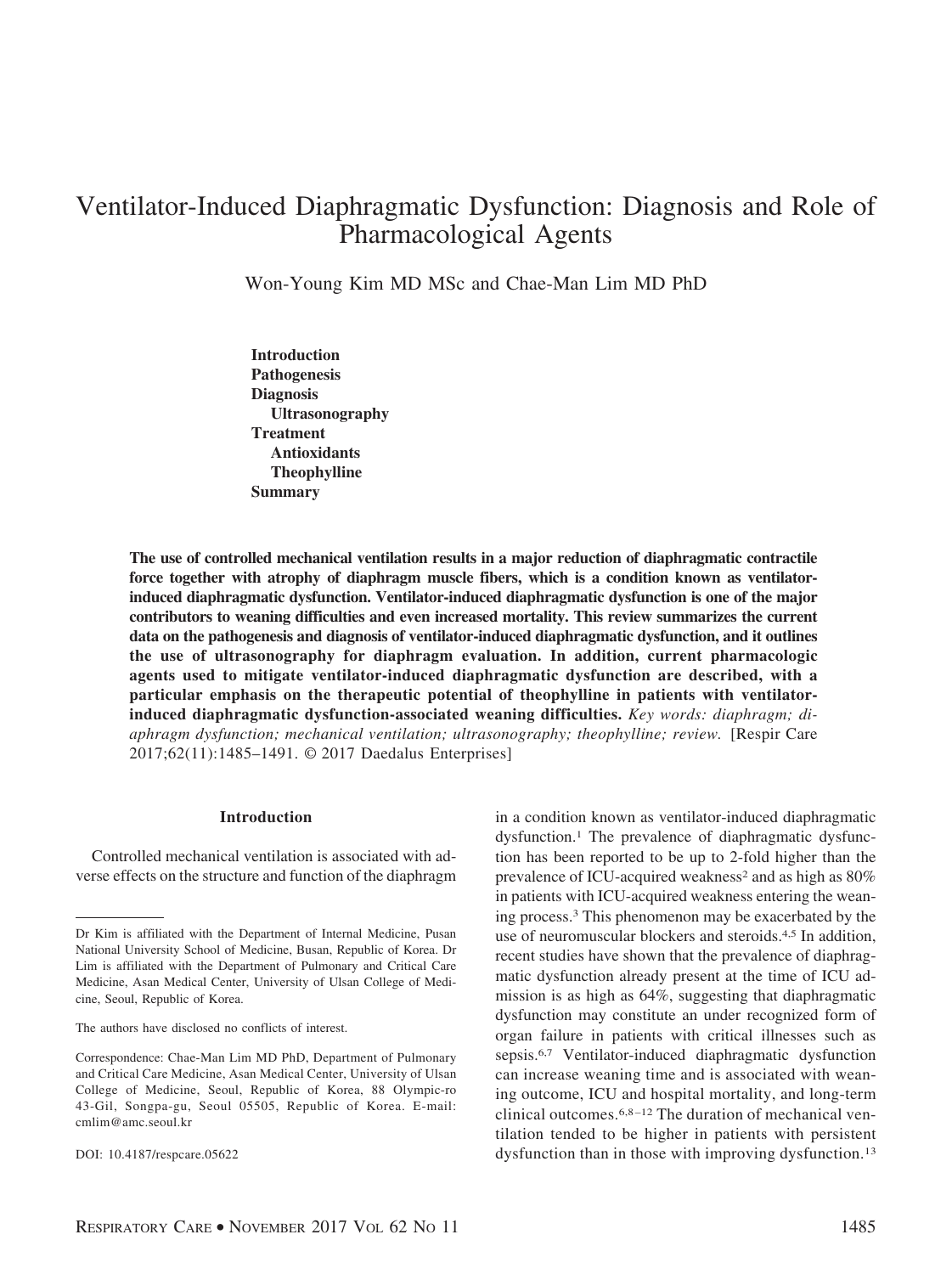# Ventilator-Induced Diaphragmatic Dysfunction: Diagnosis and Role of Pharmacological Agents

Won-Young Kim MD MSc and Chae-Man Lim MD PhD

**Introduction**
**Pathogenesis**
**Diagnosis**
 **Ultrasonography**
**Treatment**
 **Antioxidants**
 **Theophylline**
**Summary**

**The use of controlled mechanical ventilation results in a major reduction of diaphragmatic contractile force together with atrophy of diaphragm muscle fibers, which is a condition known as ventilator-induced diaphragmatic dysfunction. Ventilator-induced diaphragmatic dysfunction is one of the major contributors to weaning difficulties and even increased mortality. This review summarizes the current data on the pathogenesis and diagnosis of ventilator-induced diaphragmatic dysfunction, and it outlines the use of ultrasonography for diaphragm evaluation. In addition, current pharmacologic agents used to mitigate ventilator-induced diaphragmatic dysfunction are described, with a particular emphasis on the therapeutic potential of theophylline in patients with ventilator-induced diaphragmatic dysfunction-associated weaning difficulties.** *Key words: diaphragm; diaphragm dysfunction; mechanical ventilation; ultrasonography; theophylline; review.* [Respir Care 2017;62(11):1485–1491. © 2017 Daedalus Enterprises]

## Introduction

Controlled mechanical ventilation is associated with adverse effects on the structure and function of the diaphragm in a condition known as ventilator-induced diaphragmatic dysfunction.[1] The prevalence of diaphragmatic dysfunction has been reported to be up to 2-fold higher than the prevalence of ICU-acquired weakness[2] and as high as 80% in patients with ICU-acquired weakness entering the weaning process.[3] This phenomenon may be exacerbated by the use of neuromuscular blockers and steroids.[4,5] In addition, recent studies have shown that the prevalence of diaphragmatic dysfunction already present at the time of ICU admission is as high as 64%, suggesting that diaphragmatic dysfunction may constitute an under recognized form of organ failure in patients with critical illnesses such as sepsis.[6,7] Ventilator-induced diaphragmatic dysfunction can increase weaning time and is associated with weaning outcome, ICU and hospital mortality, and long-term clinical outcomes.[6,8–12] The duration of mechanical ventilation tended to be higher in patients with persistent dysfunction than in those with improving dysfunction.[13]

---

Dr Kim is affiliated with the Department of Internal Medicine, Pusan National University School of Medicine, Busan, Republic of Korea. Dr Lim is affiliated with the Department of Pulmonary and Critical Care Medicine, Asan Medical Center, University of Ulsan College of Medicine, Seoul, Republic of Korea.

The authors have disclosed no conflicts of interest.

Correspondence: Chae-Man Lim MD PhD, Department of Pulmonary and Critical Care Medicine, Asan Medical Center, University of Ulsan College of Medicine, Seoul, Republic of Korea, 88 Olympic-ro 43-Gil, Songpa-gu, Seoul 05505, Republic of Korea. E-mail: cmlim@amc.seoul.kr

DOI: 10.4187/respcare.05622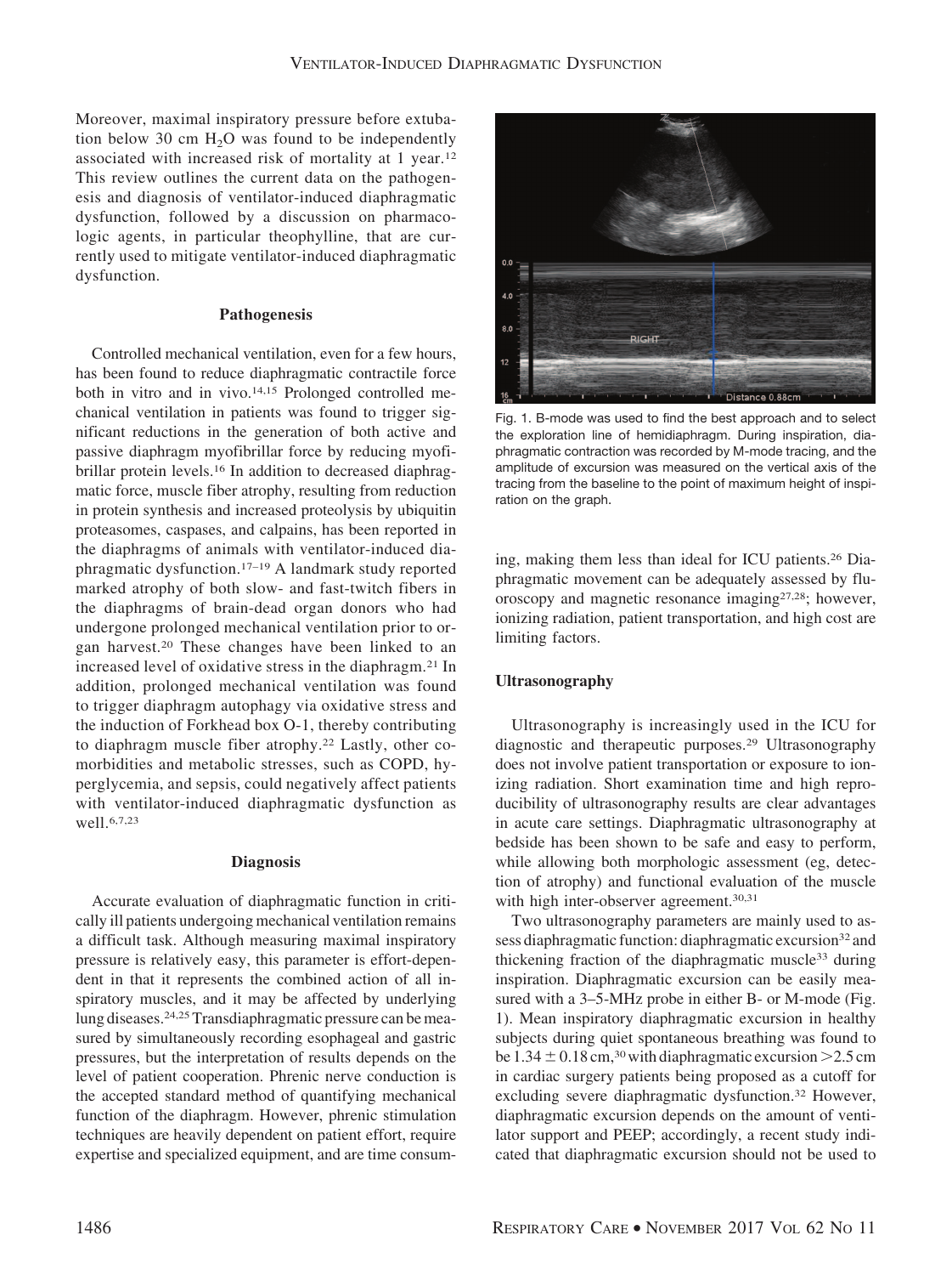Moreover, maximal inspiratory pressure before extubation below 30 cm $H_2O$ was found to be independently associated with increased risk of mortality at 1 year.[12] This review outlines the current data on the pathogenesis and diagnosis of ventilator-induced diaphragmatic dysfunction, followed by a discussion on pharmacologic agents, in particular theophylline, that are currently used to mitigate ventilator-induced diaphragmatic dysfunction.

## Pathogenesis

Controlled mechanical ventilation, even for a few hours, has been found to reduce diaphragmatic contractile force both in vitro and in vivo.[14,15] Prolonged controlled mechanical ventilation in patients was found to trigger significant reductions in the generation of both active and passive diaphragm myofibrillar force by reducing myofibrillar protein levels.[16] In addition to decreased diaphragmatic force, muscle fiber atrophy, resulting from reduction in protein synthesis and increased proteolysis by ubiquitin proteasomes, caspases, and calpains, has been reported in the diaphragms of animals with ventilator-induced diaphragmatic dysfunction.[17–19] A landmark study reported marked atrophy of both slow- and fast-twitch fibers in the diaphragms of brain-dead organ donors who had undergone prolonged mechanical ventilation prior to organ harvest.[20] These changes have been linked to an increased level of oxidative stress in the diaphragm.[21] In addition, prolonged mechanical ventilation was found to trigger diaphragm autophagy via oxidative stress and the induction of Forkhead box O-1, thereby contributing to diaphragm muscle fiber atrophy.[22] Lastly, other comorbidities and metabolic stresses, such as COPD, hyperglycemia, and sepsis, could negatively affect patients with ventilator-induced diaphragmatic dysfunction as well.[6,7,23]

## Diagnosis

Accurate evaluation of diaphragmatic function in critically ill patients undergoing mechanical ventilation remains a difficult task. Although measuring maximal inspiratory pressure is relatively easy, this parameter is effort-dependent in that it represents the combined action of all inspiratory muscles, and it may be affected by underlying lung diseases.[24,25] Transdiaphragmatic pressure can be measured by simultaneously recording esophageal and gastric pressures, but the interpretation of results depends on the level of patient cooperation. Phrenic nerve conduction is the accepted standard method of quantifying mechanical function of the diaphragm. However, phrenic stimulation techniques are heavily dependent on patient effort, require expertise and specialized equipment, and are time consuming, making them less than ideal for ICU patients.[26] Diaphragmatic movement can be adequately assessed by fluoroscopy and magnetic resonance imaging[27,28]; however, ionizing radiation, patient transportation, and high cost are limiting factors.

Fig. 1. B-mode was used to find the best approach and to select the exploration line of hemidiaphragm. During inspiration, diaphragmatic contraction was recorded by M-mode tracing, and the amplitude of excursion was measured on the vertical axis of the tracing from the baseline to the point of maximum height of inspiration on the graph.

### Ultrasonography

Ultrasonography is increasingly used in the ICU for diagnostic and therapeutic purposes.[29] Ultrasonography does not involve patient transportation or exposure to ionizing radiation. Short examination time and high reproducibility of ultrasonography results are clear advantages in acute care settings. Diaphragmatic ultrasonography at bedside has been shown to be safe and easy to perform, while allowing both morphologic assessment (eg, detection of atrophy) and functional evaluation of the muscle with high inter-observer agreement.[30,31]

Two ultrasonography parameters are mainly used to assess diaphragmatic function: diaphragmatic excursion[32] and thickening fraction of the diaphragmatic muscle[33] during inspiration. Diaphragmatic excursion can be easily measured with a 3–5-MHz probe in either B- or M-mode (Fig. 1). Mean inspiratory diaphragmatic excursion in healthy subjects during quiet spontaneous breathing was found to be $1.34 \pm 0.18$ cm,[30] with diaphragmatic excursion $>2.5$ cm in cardiac surgery patients being proposed as a cutoff for excluding severe diaphragmatic dysfunction.[32] However, diaphragmatic excursion depends on the amount of ventilator support and PEEP; accordingly, a recent study indicated that diaphragmatic excursion should not be used to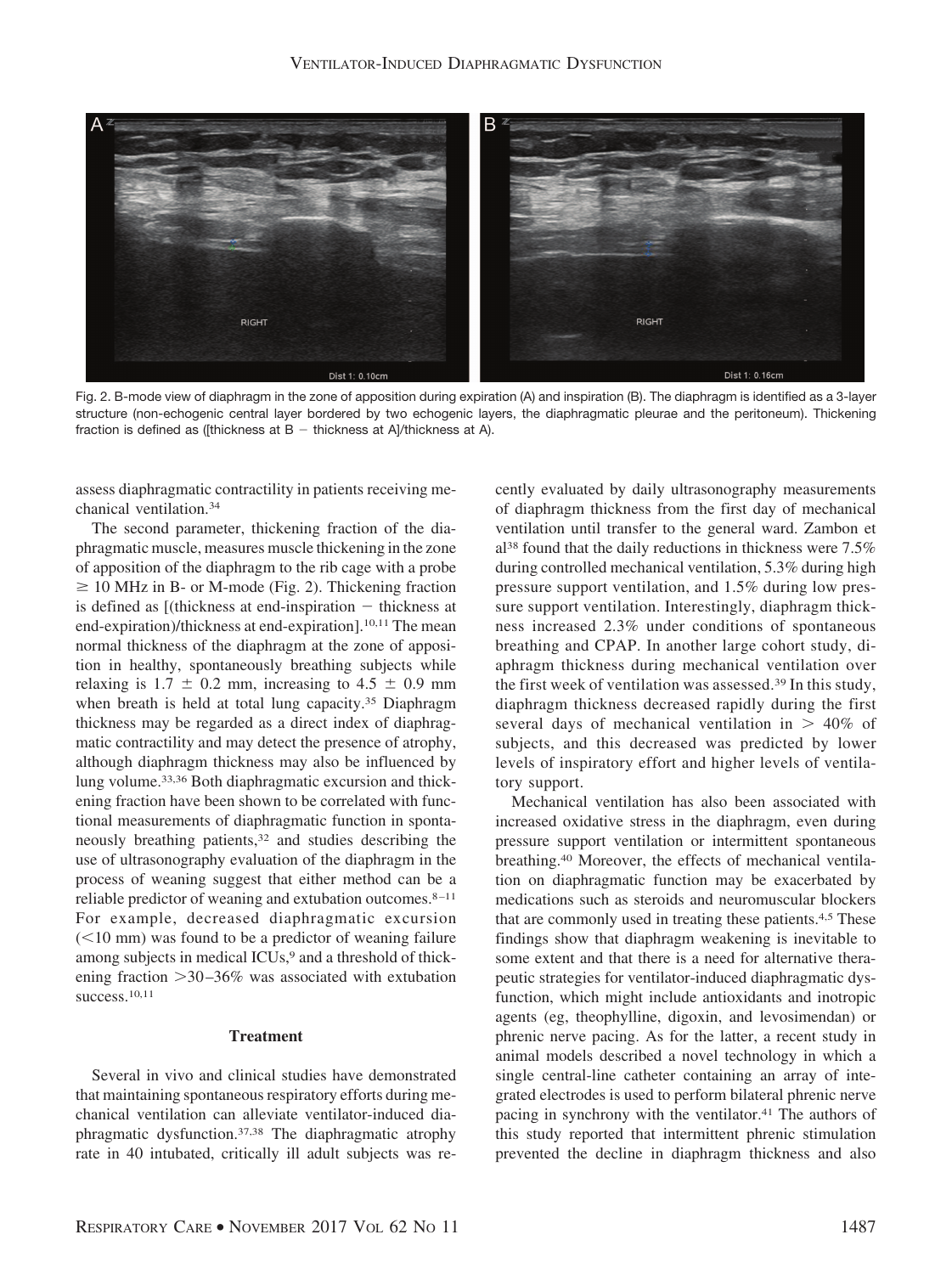Fig. 2. B-mode view of diaphragm in the zone of apposition during expiration (A) and inspiration (B). The diaphragm is identified as a 3-layer structure (non-echogenic central layer bordered by two echogenic layers, the diaphragmatic pleurae and the peritoneum). Thickening fraction is defined as ([thickness at B − thickness at A]/thickness at A).

assess diaphragmatic contractility in patients receiving mechanical ventilation.[34]

The second parameter, thickening fraction of the diaphragmatic muscle, measures muscle thickening in the zone of apposition of the diaphragm to the rib cage with a probe $\geq$ 10 MHz in B- or M-mode (Fig. 2). Thickening fraction is defined as [(thickness at end-inspiration − thickness at end-expiration)/thickness at end-expiration].[10,11] The mean normal thickness of the diaphragm at the zone of apposition in healthy, spontaneously breathing subjects while relaxing is $1.7 \pm 0.2$ mm, increasing to $4.5 \pm 0.9$ mm when breath is held at total lung capacity.[35] Diaphragm thickness may be regarded as a direct index of diaphragmatic contractility and may detect the presence of atrophy, although diaphragm thickness may also be influenced by lung volume.[33,36] Both diaphragmatic excursion and thickening fraction have been shown to be correlated with functional measurements of diaphragmatic function in spontaneously breathing patients,[32] and studies describing the use of ultrasonography evaluation of the diaphragm in the process of weaning suggest that either method can be a reliable predictor of weaning and extubation outcomes.[8–11] For example, decreased diaphragmatic excursion (<10 mm) was found to be a predictor of weaning failure among subjects in medical ICUs,[9] and a threshold of thickening fraction >30–36% was associated with extubation success.[10,11]

## Treatment

Several in vivo and clinical studies have demonstrated that maintaining spontaneous respiratory efforts during mechanical ventilation can alleviate ventilator-induced diaphragmatic dysfunction.[37,38] The diaphragmatic atrophy rate in 40 intubated, critically ill adult subjects was recently evaluated by daily ultrasonography measurements of diaphragm thickness from the first day of mechanical ventilation until transfer to the general ward. Zambon et al[38] found that the daily reductions in thickness were 7.5% during controlled mechanical ventilation, 5.3% during high pressure support ventilation, and 1.5% during low pressure support ventilation. Interestingly, diaphragm thickness increased 2.3% under conditions of spontaneous breathing and CPAP. In another large cohort study, diaphragm thickness during mechanical ventilation over the first week of ventilation was assessed.[39] In this study, diaphragm thickness decreased rapidly during the first several days of mechanical ventilation in > 40% of subjects, and this decreased was predicted by lower levels of inspiratory effort and higher levels of ventilatory support.

Mechanical ventilation has also been associated with increased oxidative stress in the diaphragm, even during pressure support ventilation or intermittent spontaneous breathing.[40] Moreover, the effects of mechanical ventilation on diaphragmatic function may be exacerbated by medications such as steroids and neuromuscular blockers that are commonly used in treating these patients.[4,5] These findings show that diaphragm weakening is inevitable to some extent and that there is a need for alternative therapeutic strategies for ventilator-induced diaphragmatic dysfunction, which might include antioxidants and inotropic agents (eg, theophylline, digoxin, and levosimendan) or phrenic nerve pacing. As for the latter, a recent study in animal models described a novel technology in which a single central-line catheter containing an array of integrated electrodes is used to perform bilateral phrenic nerve pacing in synchrony with the ventilator.[41] The authors of this study reported that intermittent phrenic stimulation prevented the decline in diaphragm thickness and also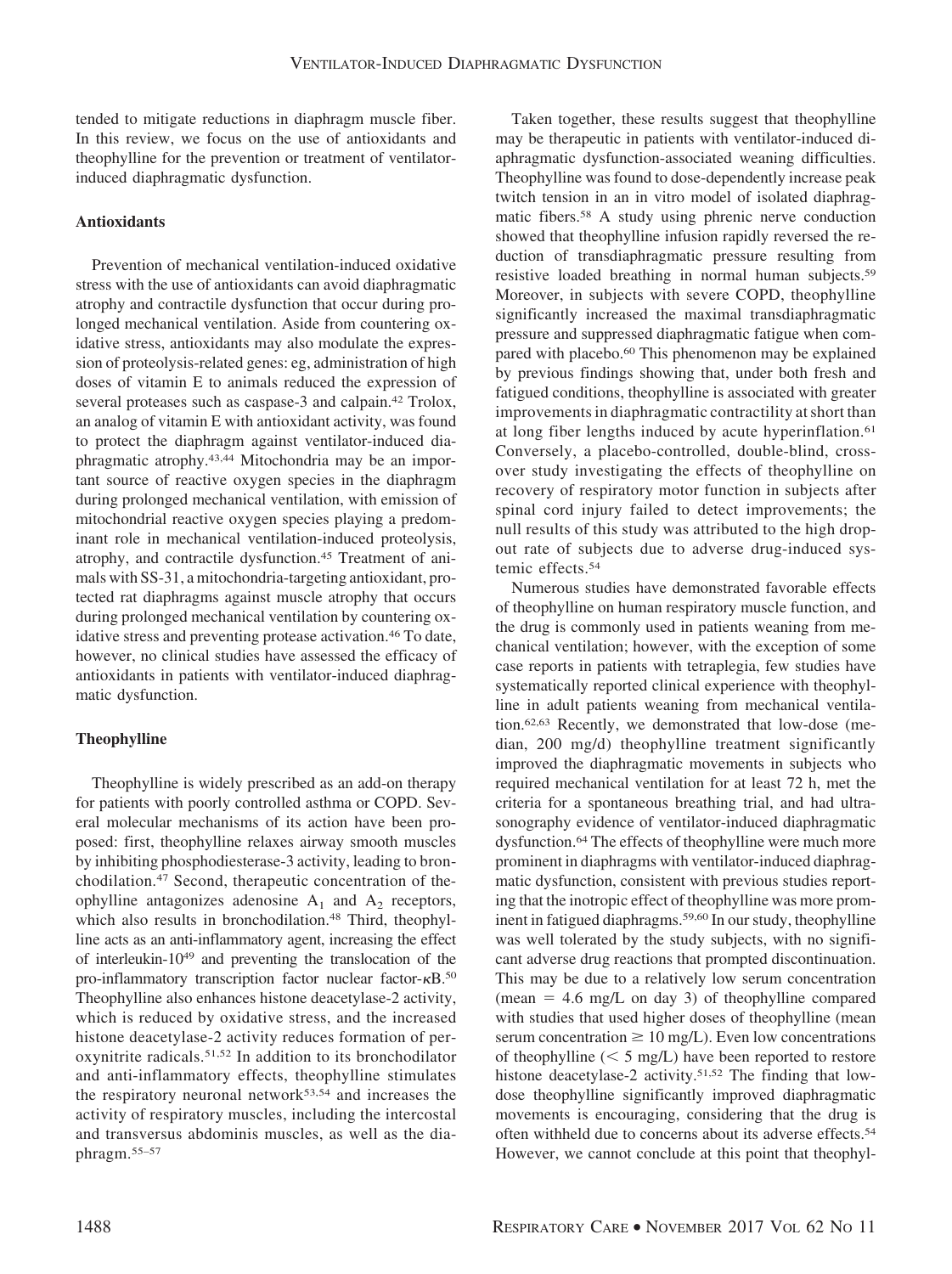tended to mitigate reductions in diaphragm muscle fiber. In this review, we focus on the use of antioxidants and theophylline for the prevention or treatment of ventilator-induced diaphragmatic dysfunction.

### Antioxidants

Prevention of mechanical ventilation-induced oxidative stress with the use of antioxidants can avoid diaphragmatic atrophy and contractile dysfunction that occur during prolonged mechanical ventilation. Aside from countering oxidative stress, antioxidants may also modulate the expression of proteolysis-related genes: eg, administration of high doses of vitamin E to animals reduced the expression of several proteases such as caspase-3 and calpain.[42] Trolox, an analog of vitamin E with antioxidant activity, was found to protect the diaphragm against ventilator-induced diaphragmatic atrophy.[43,44] Mitochondria may be an important source of reactive oxygen species in the diaphragm during prolonged mechanical ventilation, with emission of mitochondrial reactive oxygen species playing a predominant role in mechanical ventilation-induced proteolysis, atrophy, and contractile dysfunction.[45] Treatment of animals with SS-31, a mitochondria-targeting antioxidant, protected rat diaphragms against muscle atrophy that occurs during prolonged mechanical ventilation by countering oxidative stress and preventing protease activation.[46] To date, however, no clinical studies have assessed the efficacy of antioxidants in patients with ventilator-induced diaphragmatic dysfunction.

### Theophylline

Theophylline is widely prescribed as an add-on therapy for patients with poorly controlled asthma or COPD. Several molecular mechanisms of its action have been proposed: first, theophylline relaxes airway smooth muscles by inhibiting phosphodiesterase-3 activity, leading to bronchodilation.[47] Second, therapeutic concentration of theophylline antagonizes adenosine $A_1$ and $A_2$ receptors, which also results in bronchodilation.[48] Third, theophylline acts as an anti-inflammatory agent, increasing the effect of interleukin-10[49] and preventing the translocation of the pro-inflammatory transcription factor nuclear factor-$\kappa$B.[50] Theophylline also enhances histone deacetylase-2 activity, which is reduced by oxidative stress, and the increased histone deacetylase-2 activity reduces formation of peroxynitrite radicals.[51,52] In addition to its bronchodilator and anti-inflammatory effects, theophylline stimulates the respiratory neuronal network[53,54] and increases the activity of respiratory muscles, including the intercostal and transversus abdominis muscles, as well as the diaphragm.[55–57]

Taken together, these results suggest that theophylline may be therapeutic in patients with ventilator-induced diaphragmatic dysfunction-associated weaning difficulties. Theophylline was found to dose-dependently increase peak twitch tension in an in vitro model of isolated diaphragmatic fibers.[58] A study using phrenic nerve conduction showed that theophylline infusion rapidly reversed the reduction of transdiaphragmatic pressure resulting from resistive loaded breathing in normal human subjects.[59] Moreover, in subjects with severe COPD, theophylline significantly increased the maximal transdiaphragmatic pressure and suppressed diaphragmatic fatigue when compared with placebo.[60] This phenomenon may be explained by previous findings showing that, under both fresh and fatigued conditions, theophylline is associated with greater improvements in diaphragmatic contractility at short than at long fiber lengths induced by acute hyperinflation.[61] Conversely, a placebo-controlled, double-blind, crossover study investigating the effects of theophylline on recovery of respiratory motor function in subjects after spinal cord injury failed to detect improvements; the null results of this study was attributed to the high dropout rate of subjects due to adverse drug-induced systemic effects.[54]

Numerous studies have demonstrated favorable effects of theophylline on human respiratory muscle function, and the drug is commonly used in patients weaning from mechanical ventilation; however, with the exception of some case reports in patients with tetraplegia, few studies have systematically reported clinical experience with theophylline in adult patients weaning from mechanical ventilation.[62,63] Recently, we demonstrated that low-dose (median, 200 mg/d) theophylline treatment significantly improved the diaphragmatic movements in subjects who required mechanical ventilation for at least 72 h, met the criteria for a spontaneous breathing trial, and had ultrasonography evidence of ventilator-induced diaphragmatic dysfunction.[64] The effects of theophylline were much more prominent in diaphragms with ventilator-induced diaphragmatic dysfunction, consistent with previous studies reporting that the inotropic effect of theophylline was more prominent in fatigued diaphragms.[59,60] In our study, theophylline was well tolerated by the study subjects, with no significant adverse drug reactions that prompted discontinuation. This may be due to a relatively low serum concentration (mean = 4.6 mg/L on day 3) of theophylline compared with studies that used higher doses of theophylline (mean serum concentration $\geq$ 10 mg/L). Even low concentrations of theophylline ($<$ 5 mg/L) have been reported to restore histone deacetylase-2 activity.[51,52] The finding that low-dose theophylline significantly improved diaphragmatic movements is encouraging, considering that the drug is often withheld due to concerns about its adverse effects.[54] However, we cannot conclude at this point that theophyl-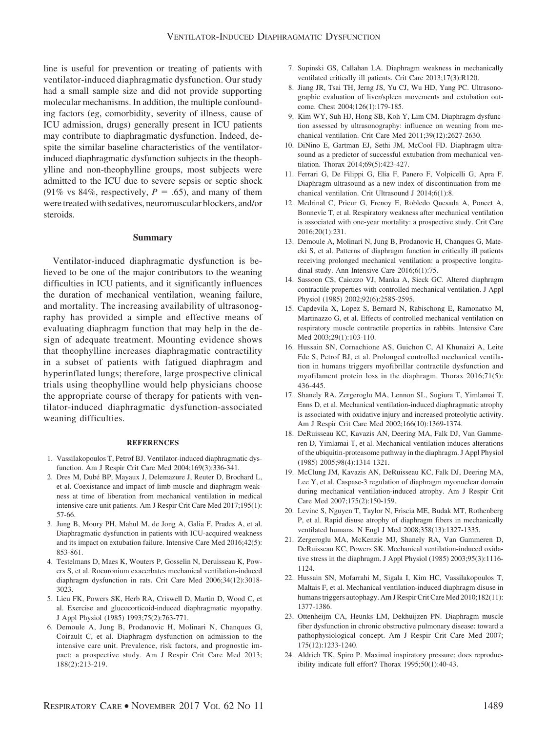line is useful for prevention or treating of patients with ventilator-induced diaphragmatic dysfunction. Our study had a small sample size and did not provide supporting molecular mechanisms. In addition, the multiple confounding factors (eg, comorbidity, severity of illness, cause of ICU admission, drugs) generally present in ICU patients may contribute to diaphragmatic dysfunction. Indeed, despite the similar baseline characteristics of the ventilator-induced diaphragmatic dysfunction subjects in the theophylline and non-theophylline groups, most subjects were admitted to the ICU due to severe sepsis or septic shock (91% vs 84%, respectively, $P = .65$), and many of them were treated with sedatives, neuromuscular blockers, and/or steroids.

## Summary

Ventilator-induced diaphragmatic dysfunction is believed to be one of the major contributors to the weaning difficulties in ICU patients, and it significantly influences the duration of mechanical ventilation, weaning failure, and mortality. The increasing availability of ultrasonography has provided a simple and effective means of evaluating diaphragm function that may help in the design of adequate treatment. Mounting evidence shows that theophylline increases diaphragmatic contractility in a subset of patients with fatigued diaphragm and hyperinflated lungs; therefore, large prospective clinical trials using theophylline would help physicians choose the appropriate course of therapy for patients with ventilator-induced diaphragmatic dysfunction-associated weaning difficulties.

### REFERENCES

1. Vassilakopoulos T, Petrof BJ. Ventilator-induced diaphragmatic dysfunction. Am J Respir Crit Care Med 2004;169(3):336-341.
2. Dres M, Dubé BP, Mayaux J, Delemazure J, Reuter D, Brochard L, et al. Coexistance and impact of limb muscle and diaphragm weakness at time of liberation from mechanical ventilation in medical intensive care unit patients. Am J Respir Crit Care Med 2017;195(1): 57-66.
3. Jung B, Moury PH, Mahul M, de Jong A, Galia F, Prades A, et al. Diaphragmatic dysfunction in patients with ICU-acquired weakness and its impact on extubation failure. Intensive Care Med 2016;42(5): 853-861.
4. Testelmans D, Maes K, Wouters P, Gosselin N, Deruisseau K, Powers S, et al. Rocuronium exacerbates mechanical ventilation-induced diaphragm dysfunction in rats. Crit Care Med 2006;34(12):3018-3023.
5. Lieu FK, Powers SK, Herb RA, Criswell D, Martin D, Wood C, et al. Exercise and glucocorticoid-induced diaphragmatic myopathy. J Appl Physiol (1985) 1993;75(2):763-771.
6. Demoule A, Jung B, Prodanovic H, Molinari N, Chanques G, Coirault C, et al. Diaphragm dysfunction on admission to the intensive care unit. Prevalence, risk factors, and prognostic impact: a prospective study. Am J Respir Crit Care Med 2013; 188(2):213-219.
7. Supinski GS, Callahan LA. Diaphragm weakness in mechanically ventilated critically ill patients. Crit Care 2013;17(3):R120.
8. Jiang JR, Tsai TH, Jerng JS, Yu CJ, Wu HD, Yang PC. Ultrasonographic evaluation of liver/spleen movements and extubation outcome. Chest 2004;126(1):179-185.
9. Kim WY, Suh HJ, Hong SB, Koh Y, Lim CM. Diaphragm dysfunction assessed by ultrasonography: influence on weaning from mechanical ventilation. Crit Care Med 2011;39(12):2627-2630.
10. DiNino E, Gartman EJ, Sethi JM, McCool FD. Diaphragm ultrasound as a predictor of successful extubation from mechanical ventilation. Thorax 2014;69(5):423-427.
11. Ferrari G, De Filippi G, Elia F, Panero F, Volpicelli G, Apra F. Diaphragm ultrasound as a new index of discontinuation from mechanical ventilation. Crit Ultrasound J 2014;6(1):8.
12. Medrinal C, Prieur G, Frenoy E, Robledo Quesada A, Poncet A, Bonnevie T, et al. Respiratory weakness after mechanical ventilation is associated with one-year mortality: a prospective study. Crit Care 2016;20(1):231.
13. Demoule A, Molinari N, Jung B, Prodanovic H, Chanques G, Matecki S, et al. Patterns of diaphragm function in critically ill patients receiving prolonged mechanical ventilation: a prospective longitudinal study. Ann Intensive Care 2016;6(1):75.
14. Sassoon CS, Caiozzo VJ, Manka A, Sieck GC. Altered diaphragm contractile properties with controlled mechanical ventilation. J Appl Physiol (1985) 2002;92(6):2585-2595.
15. Capdevila X, Lopez S, Bernard N, Rabischong E, Ramonatxo M, Martinazzo G, et al. Effects of controlled mechanical ventilation on respiratory muscle contractile properties in rabbits. Intensive Care Med 2003;29(1):103-110.
16. Hussain SN, Cornachione AS, Guichon C, Al Khunaizi A, Leite Fde S, Petrof BJ, et al. Prolonged controlled mechanical ventilation in humans triggers myofibrillar contractile dysfunction and myofilament protein loss in the diaphragm. Thorax 2016;71(5): 436-445.
17. Shanely RA, Zergeroglu MA, Lennon SL, Sugiura T, Yimlamai T, Enns D, et al. Mechanical ventilation-induced diaphragmatic atrophy is associated with oxidative injury and increased proteolytic activity. Am J Respir Crit Care Med 2002;166(10):1369-1374.
18. DeRuisseau KC, Kavazis AN, Deering MA, Falk DJ, Van Gammeren D, Yimlamai T, et al. Mechanical ventilation induces alterations of the ubiquitin-proteasome pathway in the diaphragm. J Appl Physiol (1985) 2005;98(4):1314-1321.
19. McClung JM, Kavazis AN, DeRuisseau KC, Falk DJ, Deering MA, Lee Y, et al. Caspase-3 regulation of diaphragm myonuclear domain during mechanical ventilation-induced atrophy. Am J Respir Crit Care Med 2007;175(2):150-159.
20. Levine S, Nguyen T, Taylor N, Friscia ME, Budak MT, Rothenberg P, et al. Rapid disuse atrophy of diaphragm fibers in mechanically ventilated humans. N Engl J Med 2008;358(13):1327-1335.
21. Zergeroglu MA, McKenzie MJ, Shanely RA, Van Gammeren D, DeRuisseau KC, Powers SK. Mechanical ventilation-induced oxidative stress in the diaphragm. J Appl Physiol (1985) 2003;95(3):1116-1124.
22. Hussain SN, Mofarrahi M, Sigala I, Kim HC, Vassilakopoulos T, Maltais F, et al. Mechanical ventilation-induced diaphragm disuse in humans triggers autophagy. Am J Respir Crit Care Med 2010;182(11): 1377-1386.
23. Ottenheijm CA, Heunks LM, Dekhuijzen PN. Diaphragm muscle fiber dysfunction in chronic obstructive pulmonary disease: toward a pathophysiological concept. Am J Respir Crit Care Med 2007; 175(12):1233-1240.
24. Aldrich TK, Spiro P. Maximal inspiratory pressure: does reproducibility indicate full effort? Thorax 1995;50(1):40-43.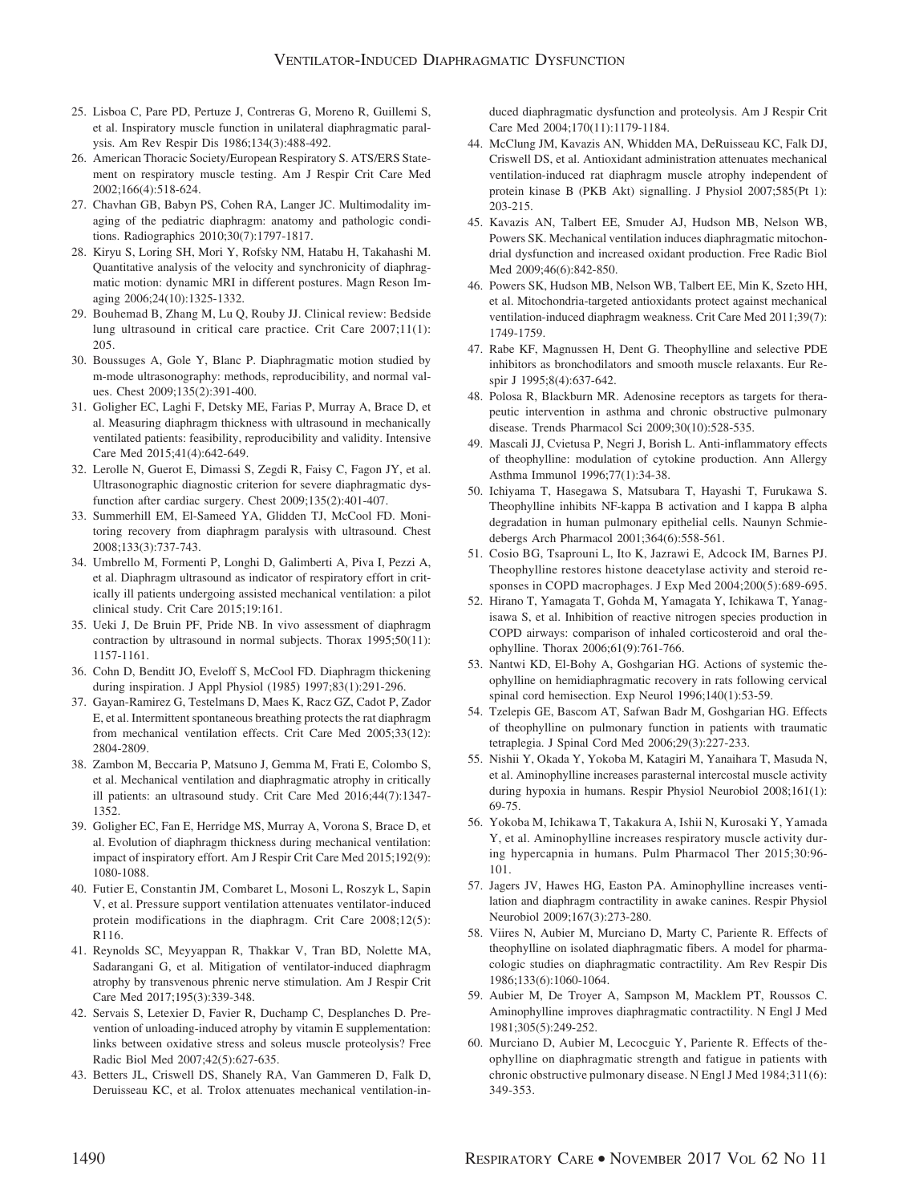25. Lisboa C, Pare PD, Pertuze J, Contreras G, Moreno R, Guillemi S, et al. Inspiratory muscle function in unilateral diaphragmatic paralysis. Am Rev Respir Dis 1986;134(3):488-492.
26. American Thoracic Society/European Respiratory S. ATS/ERS Statement on respiratory muscle testing. Am J Respir Crit Care Med 2002;166(4):518-624.
27. Chavhan GB, Babyn PS, Cohen RA, Langer JC. Multimodality imaging of the pediatric diaphragm: anatomy and pathologic conditions. Radiographics 2010;30(7):1797-1817.
28. Kiryu S, Loring SH, Mori Y, Rofsky NM, Hatabu H, Takahashi M. Quantitative analysis of the velocity and synchronicity of diaphragmatic motion: dynamic MRI in different postures. Magn Reson Imaging 2006;24(10):1325-1332.
29. Bouhemad B, Zhang M, Lu Q, Rouby JJ. Clinical review: Bedside lung ultrasound in critical care practice. Crit Care 2007;11(1): 205.
30. Boussuges A, Gole Y, Blanc P. Diaphragmatic motion studied by m-mode ultrasonography: methods, reproducibility, and normal values. Chest 2009;135(2):391-400.
31. Goligher EC, Laghi F, Detsky ME, Farias P, Murray A, Brace D, et al. Measuring diaphragm thickness with ultrasound in mechanically ventilated patients: feasibility, reproducibility and validity. Intensive Care Med 2015;41(4):642-649.
32. Lerolle N, Guerot E, Dimassi S, Zegdi R, Faisy C, Fagon JY, et al. Ultrasonographic diagnostic criterion for severe diaphragmatic dysfunction after cardiac surgery. Chest 2009;135(2):401-407.
33. Summerhill EM, El-Sameed YA, Glidden TJ, McCool FD. Monitoring recovery from diaphragm paralysis with ultrasound. Chest 2008;133(3):737-743.
34. Umbrello M, Formenti P, Longhi D, Galimberti A, Piva I, Pezzi A, et al. Diaphragm ultrasound as indicator of respiratory effort in critically ill patients undergoing assisted mechanical ventilation: a pilot clinical study. Crit Care 2015;19:161.
35. Ueki J, De Bruin PF, Pride NB. In vivo assessment of diaphragm contraction by ultrasound in normal subjects. Thorax 1995;50(11): 1157-1161.
36. Cohn D, Benditt JO, Eveloff S, McCool FD. Diaphragm thickening during inspiration. J Appl Physiol (1985) 1997;83(1):291-296.
37. Gayan-Ramirez G, Testelmans D, Maes K, Racz GZ, Cadot P, Zador E, et al. Intermittent spontaneous breathing protects the rat diaphragm from mechanical ventilation effects. Crit Care Med 2005;33(12): 2804-2809.
38. Zambon M, Beccaria P, Matsuno J, Gemma M, Frati E, Colombo S, et al. Mechanical ventilation and diaphragmatic atrophy in critically ill patients: an ultrasound study. Crit Care Med 2016;44(7):1347-1352.
39. Goligher EC, Fan E, Herridge MS, Murray A, Vorona S, Brace D, et al. Evolution of diaphragm thickness during mechanical ventilation: impact of inspiratory effort. Am J Respir Crit Care Med 2015;192(9): 1080-1088.
40. Futier E, Constantin JM, Combaret L, Mosoni L, Roszyk L, Sapin V, et al. Pressure support ventilation attenuates ventilator-induced protein modifications in the diaphragm. Crit Care 2008;12(5): R116.
41. Reynolds SC, Meyyappan R, Thakkar V, Tran BD, Nolette MA, Sadarangani G, et al. Mitigation of ventilator-induced diaphragm atrophy by transvenous phrenic nerve stimulation. Am J Respir Crit Care Med 2017;195(3):339-348.
42. Servais S, Letexier D, Favier R, Duchamp C, Desplanches D. Prevention of unloading-induced atrophy by vitamin E supplementation: links between oxidative stress and soleus muscle proteolysis? Free Radic Biol Med 2007;42(5):627-635.
43. Betters JL, Criswell DS, Shanely RA, Van Gammeren D, Falk D, Deruisseau KC, et al. Trolox attenuates mechanical ventilation-induced diaphragmatic dysfunction and proteolysis. Am J Respir Crit Care Med 2004;170(11):1179-1184.
44. McClung JM, Kavazis AN, Whidden MA, DeRuisseau KC, Falk DJ, Criswell DS, et al. Antioxidant administration attenuates mechanical ventilation-induced rat diaphragm muscle atrophy independent of protein kinase B (PKB Akt) signalling. J Physiol 2007;585(Pt 1): 203-215.
45. Kavazis AN, Talbert EE, Smuder AJ, Hudson MB, Nelson WB, Powers SK. Mechanical ventilation induces diaphragmatic mitochondrial dysfunction and increased oxidant production. Free Radic Biol Med 2009;46(6):842-850.
46. Powers SK, Hudson MB, Nelson WB, Talbert EE, Min K, Szeto HH, et al. Mitochondria-targeted antioxidants protect against mechanical ventilation-induced diaphragm weakness. Crit Care Med 2011;39(7): 1749-1759.
47. Rabe KF, Magnussen H, Dent G. Theophylline and selective PDE inhibitors as bronchodilators and smooth muscle relaxants. Eur Respir J 1995;8(4):637-642.
48. Polosa R, Blackburn MR. Adenosine receptors as targets for therapeutic intervention in asthma and chronic obstructive pulmonary disease. Trends Pharmacol Sci 2009;30(10):528-535.
49. Mascali JJ, Cvietusa P, Negri J, Borish L. Anti-inflammatory effects of theophylline: modulation of cytokine production. Ann Allergy Asthma Immunol 1996;77(1):34-38.
50. Ichiyama T, Hasegawa S, Matsubara T, Hayashi T, Furukawa S. Theophylline inhibits NF-kappa B activation and I kappa B alpha degradation in human pulmonary epithelial cells. Naunyn Schmiedebergs Arch Pharmacol 2001;364(6):558-561.
51. Cosio BG, Tsaprouni L, Ito K, Jazrawi E, Adcock IM, Barnes PJ. Theophylline restores histone deacetylase activity and steroid responses in COPD macrophages. J Exp Med 2004;200(5):689-695.
52. Hirano T, Yamagata T, Gohda M, Yamagata Y, Ichikawa T, Yanagisawa S, et al. Inhibition of reactive nitrogen species production in COPD airways: comparison of inhaled corticosteroid and oral theophylline. Thorax 2006;61(9):761-766.
53. Nantwi KD, El-Bohy A, Goshgarian HG. Actions of systemic theophylline on hemidiaphragmatic recovery in rats following cervical spinal cord hemisection. Exp Neurol 1996;140(1):53-59.
54. Tzelepis GE, Bascom AT, Safwan Badr M, Goshgarian HG. Effects of theophylline on pulmonary function in patients with traumatic tetraplegia. J Spinal Cord Med 2006;29(3):227-233.
55. Nishii Y, Okada Y, Yokoba M, Katagiri M, Yanaihara T, Masuda N, et al. Aminophylline increases parasternal intercostal muscle activity during hypoxia in humans. Respir Physiol Neurobiol 2008;161(1): 69-75.
56. Yokoba M, Ichikawa T, Takakura A, Ishii N, Kurosaki Y, Yamada Y, et al. Aminophylline increases respiratory muscle activity during hypercapnia in humans. Pulm Pharmacol Ther 2015;30:96-101.
57. Jagers JV, Hawes HG, Easton PA. Aminophylline increases ventilation and diaphragm contractility in awake canines. Respir Physiol Neurobiol 2009;167(3):273-280.
58. Viires N, Aubier M, Murciano D, Marty C, Pariente R. Effects of theophylline on isolated diaphragmatic fibers. A model for pharmacologic studies on diaphragmatic contractility. Am Rev Respir Dis 1986;133(6):1060-1064.
59. Aubier M, De Troyer A, Sampson M, Macklem PT, Roussos C. Aminophylline improves diaphragmatic contractility. N Engl J Med 1981;305(5):249-252.
60. Murciano D, Aubier M, Lecocguic Y, Pariente R. Effects of theophylline on diaphragmatic strength and fatigue in patients with chronic obstructive pulmonary disease. N Engl J Med 1984;311(6): 349-353.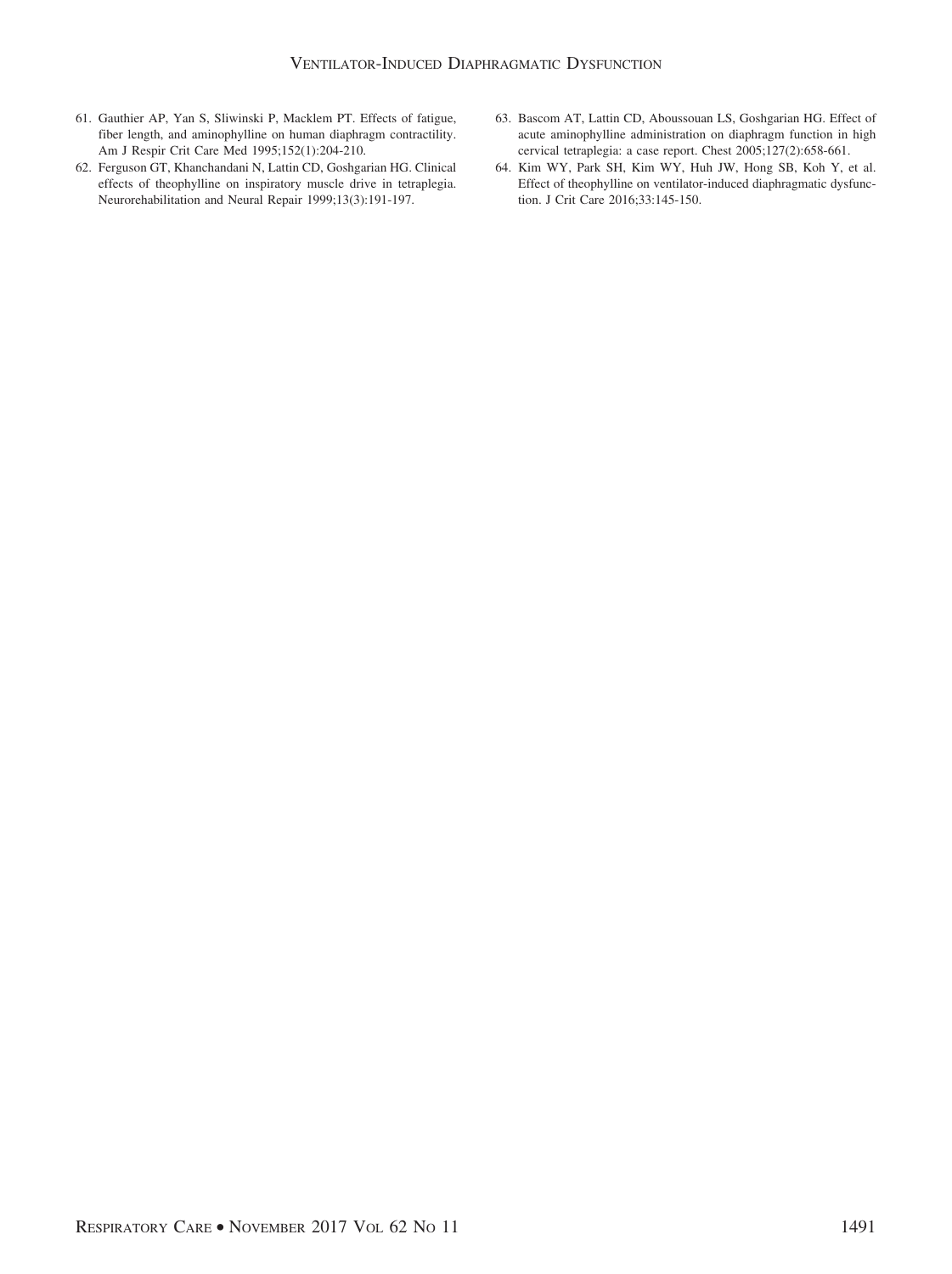61. Gauthier AP, Yan S, Sliwinski P, Macklem PT. Effects of fatigue, fiber length, and aminophylline on human diaphragm contractility. Am J Respir Crit Care Med 1995;152(1):204-210.
62. Ferguson GT, Khanchandani N, Lattin CD, Goshgarian HG. Clinical effects of theophylline on inspiratory muscle drive in tetraplegia. Neurorehabilitation and Neural Repair 1999;13(3):191-197.
63. Bascom AT, Lattin CD, Aboussouan LS, Goshgarian HG. Effect of acute aminophylline administration on diaphragm function in high cervical tetraplegia: a case report. Chest 2005;127(2):658-661.
64. Kim WY, Park SH, Kim WY, Huh JW, Hong SB, Koh Y, et al. Effect of theophylline on ventilator-induced diaphragmatic dysfunction. J Crit Care 2016;33:145-150.